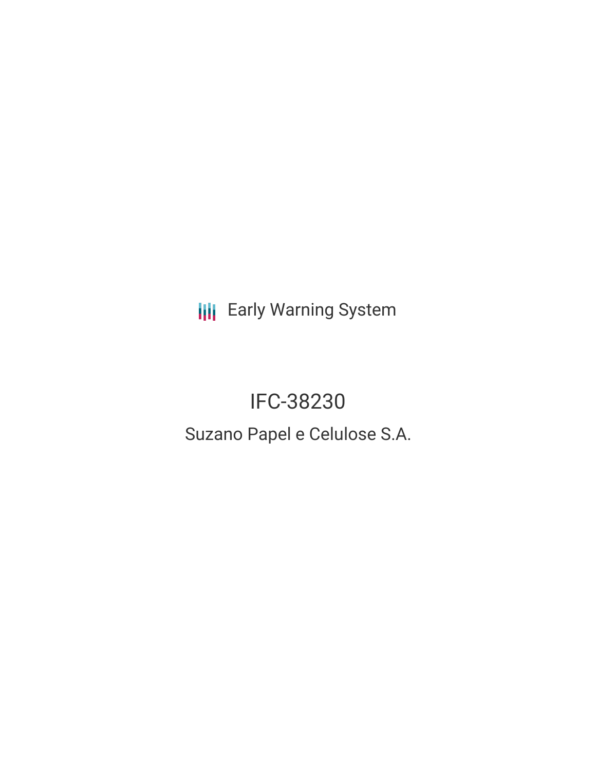Early Warning System

# IFC-38230

## Suzano Papel e Celulose S.A.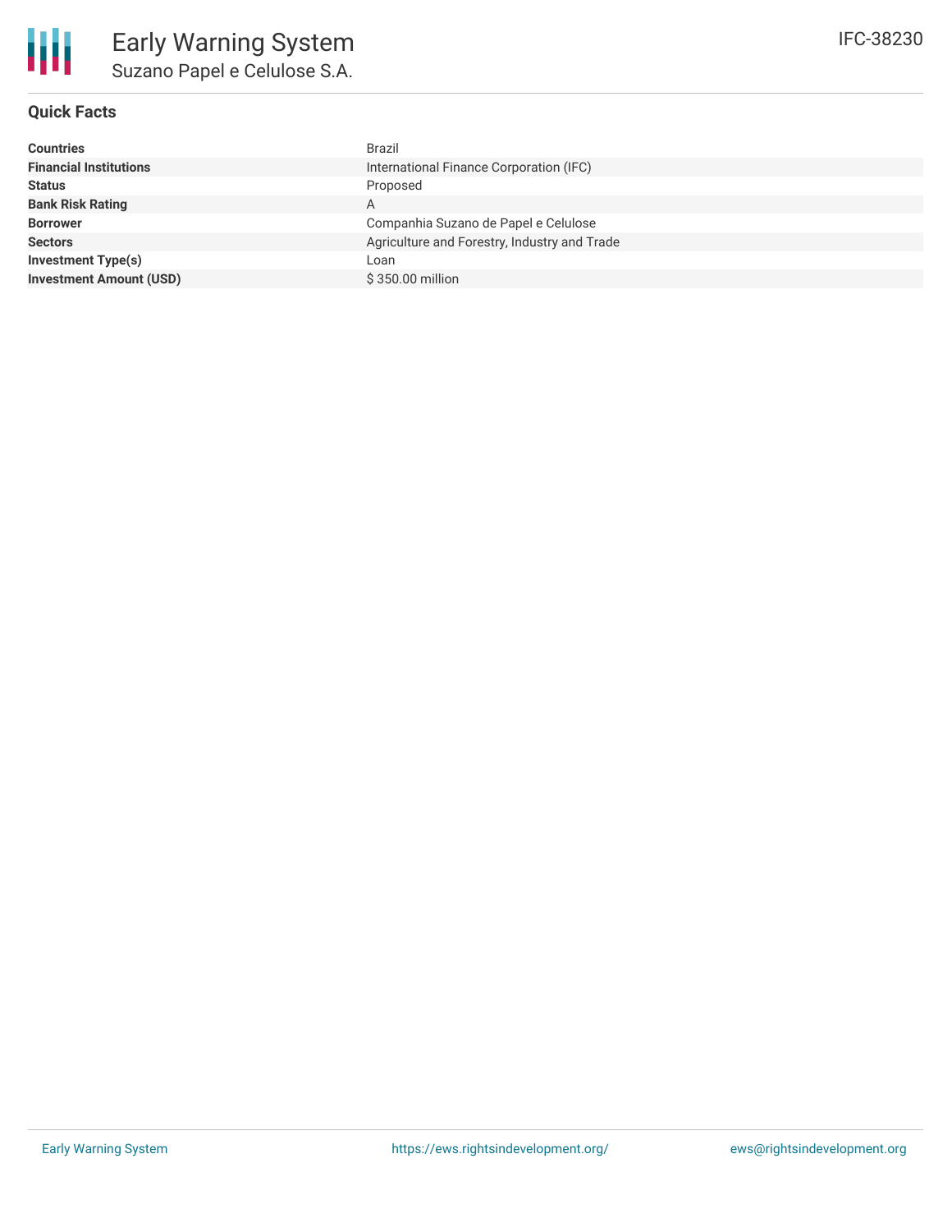# Early Warning System

## Suzano Papel e Celulose S.A.

IFC-38230

### Quick Facts

| | |
|---|---|
| **Countries** | Brazil |
| **Financial Institutions** | International Finance Corporation (IFC) |
| **Status** | Proposed |
| **Bank Risk Rating** | A |
| **Borrower** | Companhia Suzano de Papel e Celulose |
| **Sectors** | Agriculture and Forestry, Industry and Trade |
| **Investment Type(s)** | Loan |
| **Investment Amount (USD)** | $ 350.00 million |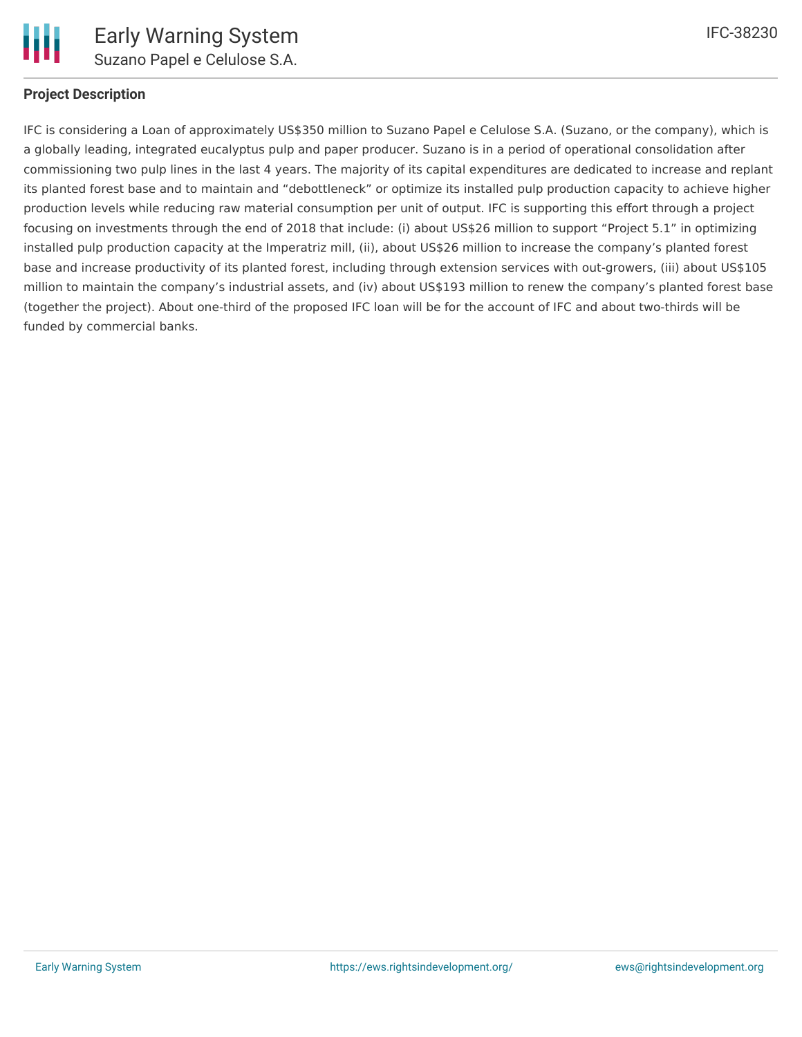## Project Description

IFC is considering a Loan of approximately US$350 million to Suzano Papel e Celulose S.A. (Suzano, or the company), which is a globally leading, integrated eucalyptus pulp and paper producer. Suzano is in a period of operational consolidation after commissioning two pulp lines in the last 4 years. The majority of its capital expenditures are dedicated to increase and replant its planted forest base and to maintain and “debottleneck” or optimize its installed pulp production capacity to achieve higher production levels while reducing raw material consumption per unit of output. IFC is supporting this effort through a project focusing on investments through the end of 2018 that include: (i) about US$26 million to support “Project 5.1” in optimizing installed pulp production capacity at the Imperatriz mill, (ii), about US$26 million to increase the company’s planted forest base and increase productivity of its planted forest, including through extension services with out-growers, (iii) about US$105 million to maintain the company’s industrial assets, and (iv) about US$193 million to renew the company’s planted forest base (together the project). About one-third of the proposed IFC loan will be for the account of IFC and about two-thirds will be funded by commercial banks.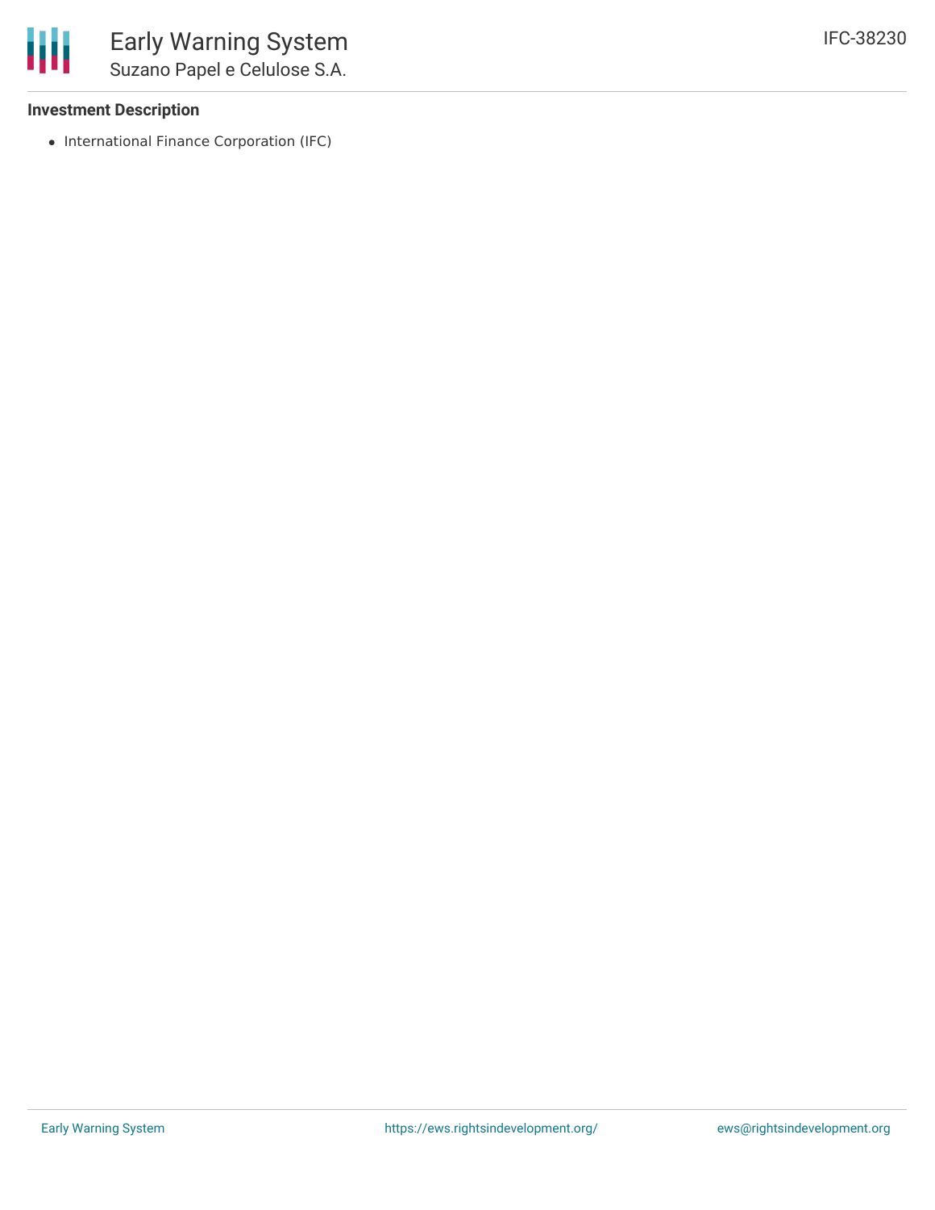### Investment Description

- International Finance Corporation (IFC)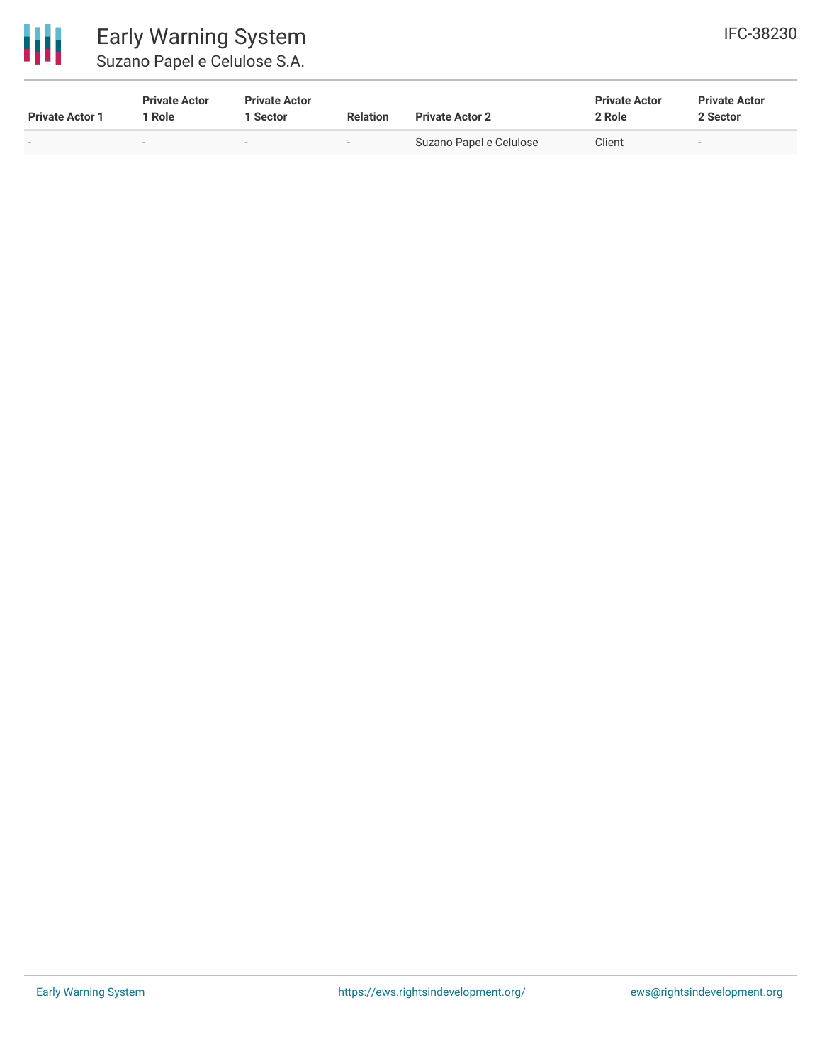| Private Actor 1 | Private Actor 1 Role | Private Actor 1 Sector | Relation | Private Actor 2 | Private Actor 2 Role | Private Actor 2 Sector |
| --- | --- | --- | --- | --- | --- | --- |
| - | - | - | - | Suzano Papel e Celulose | Client | - |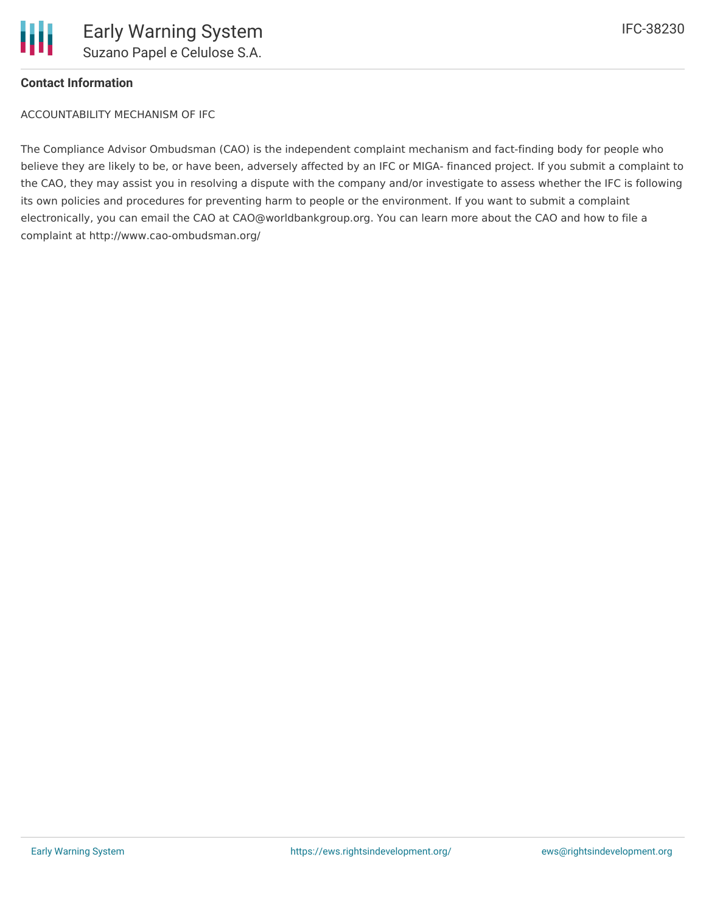**Contact Information**

ACCOUNTABILITY MECHANISM OF IFC

The Compliance Advisor Ombudsman (CAO) is the independent complaint mechanism and fact-finding body for people who believe they are likely to be, or have been, adversely affected by an IFC or MIGA- financed project. If you submit a complaint to the CAO, they may assist you in resolving a dispute with the company and/or investigate to assess whether the IFC is following its own policies and procedures for preventing harm to people or the environment. If you want to submit a complaint electronically, you can email the CAO at CAO@worldbankgroup.org. You can learn more about the CAO and how to file a complaint at http://www.cao-ombudsman.org/